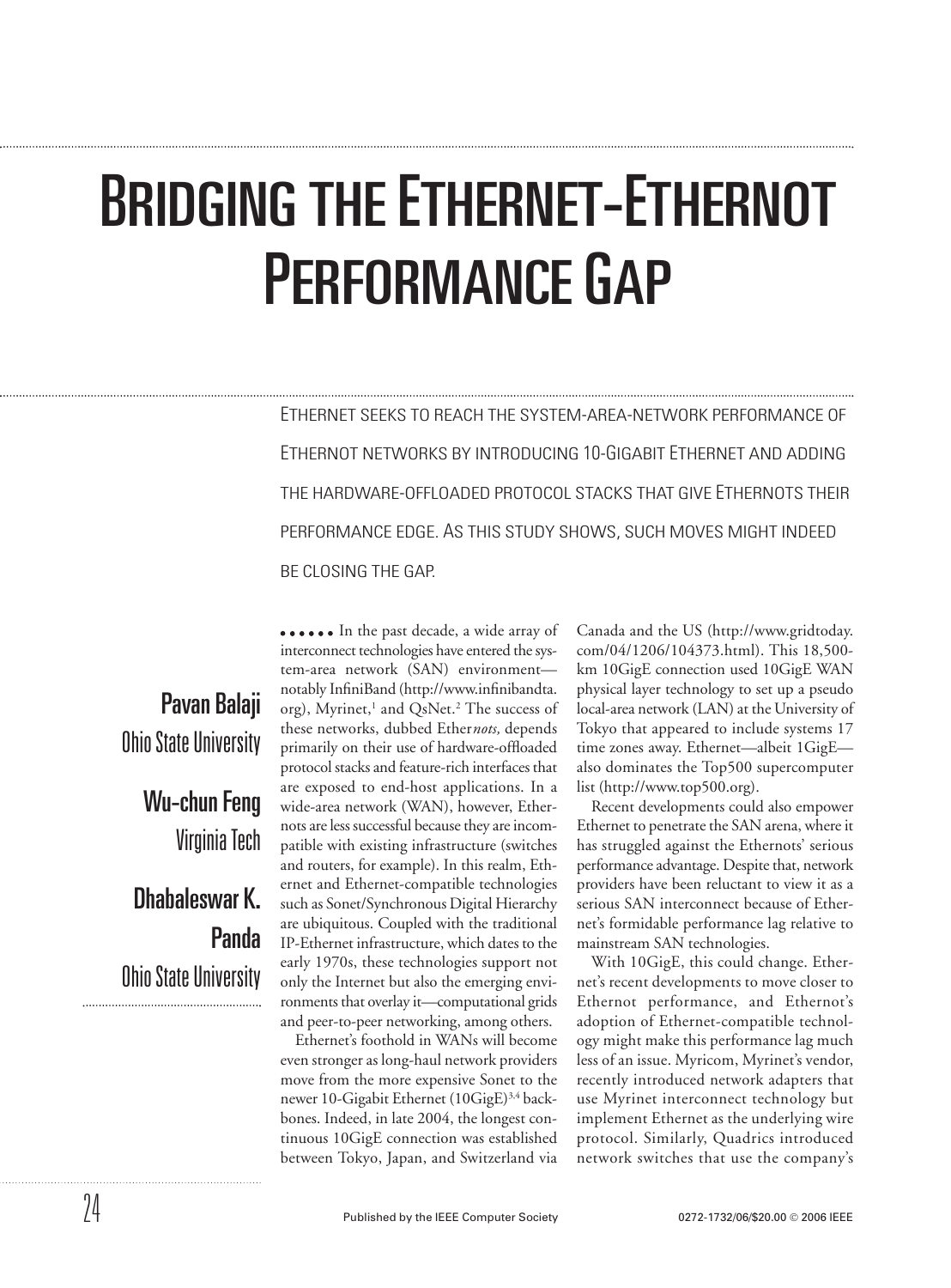# Bridging the Ethernet-Ethernot Performance Gap

Ethernet seeks to reach the system-area-network performance of Ethernot networks by introducing 10-Gigabit Ethernet and adding the hardware-offloaded protocol stacks that give Ethernots their performance edge. As this study shows, such moves might indeed be closing the gap.

**Pavan Balaji**
Ohio State University

**Wu-chun Feng**
Virginia Tech

**Dhabaleswar K. Panda**
Ohio State University

In the past decade, a wide array of interconnect technologies have entered the system-area network (SAN) environment—notably InfiniBand (http://www.infinibandta.org), Myrinet,[1] and QsNet.[2] The success of these networks, dubbed Ether*nots,* depends primarily on their use of hardware-offloaded protocol stacks and feature-rich interfaces that are exposed to end-host applications. In a wide-area network (WAN), however, Ethernots are less successful because they are incompatible with existing infrastructure (switches and routers, for example). In this realm, Ethernet and Ethernet-compatible technologies such as Sonet/Synchronous Digital Hierarchy are ubiquitous. Coupled with the traditional IP-Ethernet infrastructure, which dates to the early 1970s, these technologies support not only the Internet but also the emerging environments that overlay it—computational grids and peer-to-peer networking, among others.

Ethernet's foothold in WANs will become even stronger as long-haul network providers move from the more expensive Sonet to the newer 10-Gigabit Ethernet (10GigE)[3,4] backbones. Indeed, in late 2004, the longest continuous 10GigE connection was established between Tokyo, Japan, and Switzerland via Canada and the US (http://www.gridtoday.com/04/1206/104373.html). This 18,500-km 10GigE connection used 10GigE WAN physical layer technology to set up a pseudo local-area network (LAN) at the University of Tokyo that appeared to include systems 17 time zones away. Ethernet—albeit 1GigE—also dominates the Top500 supercomputer list (http://www.top500.org).

Recent developments could also empower Ethernet to penetrate the SAN arena, where it has struggled against the Ethernots' serious performance advantage. Despite that, network providers have been reluctant to view it as a serious SAN interconnect because of Ethernet's formidable performance lag relative to mainstream SAN technologies.

With 10GigE, this could change. Ethernet's recent developments to move closer to Ethernot performance, and Ethernot's adoption of Ethernet-compatible technology might make this performance lag much less of an issue. Myricom, Myrinet's vendor, recently introduced network adapters that use Myrinet interconnect technology but implement Ethernet as the underlying wire protocol. Similarly, Quadrics introduced network switches that use the company's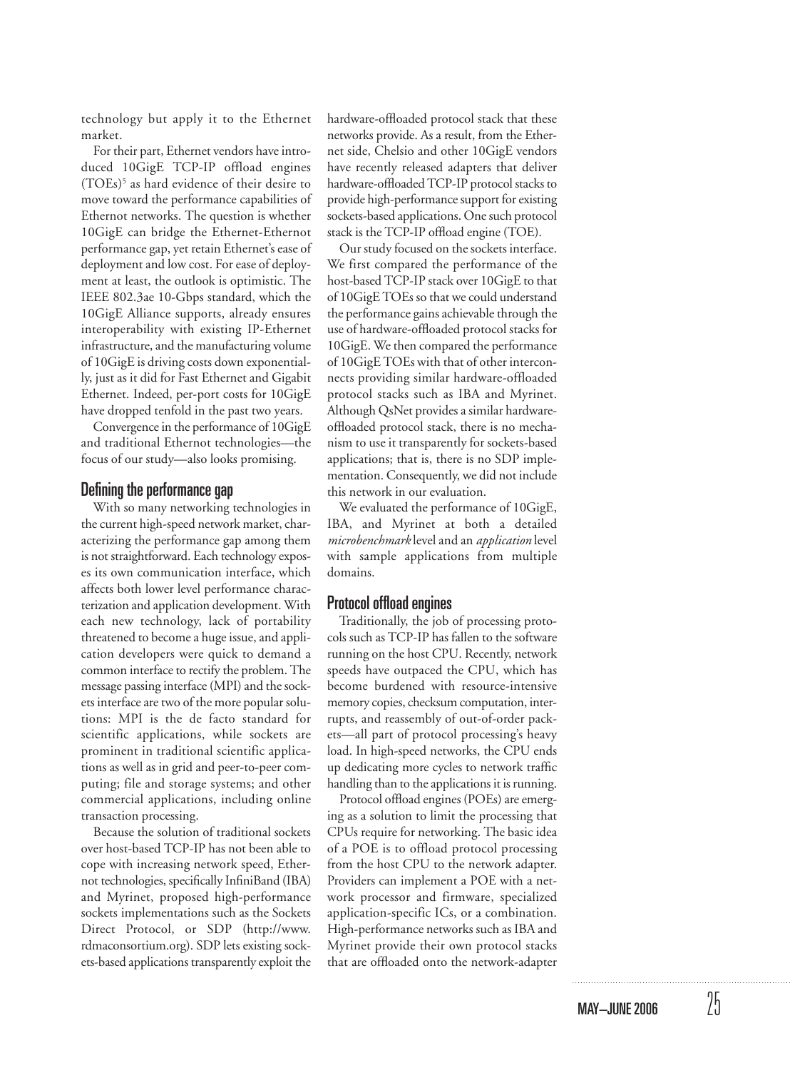technology but apply it to the Ethernet market.

For their part, Ethernet vendors have introduced 10GigE TCP-IP offload engines (TOEs)[5] as hard evidence of their desire to move toward the performance capabilities of Ethernot networks. The question is whether 10GigE can bridge the Ethernet-Ethernot performance gap, yet retain Ethernet's ease of deployment and low cost. For ease of deployment at least, the outlook is optimistic. The IEEE 802.3ae 10-Gbps standard, which the 10GigE Alliance supports, already ensures interoperability with existing IP-Ethernet infrastructure, and the manufacturing volume of 10GigE is driving costs down exponentially, just as it did for Fast Ethernet and Gigabit Ethernet. Indeed, per-port costs for 10GigE have dropped tenfold in the past two years.

Convergence in the performance of 10GigE and traditional Ethernot technologies—the focus of our study—also looks promising.

## Defining the performance gap

With so many networking technologies in the current high-speed network market, characterizing the performance gap among them is not straightforward. Each technology exposes its own communication interface, which affects both lower level performance characterization and application development. With each new technology, lack of portability threatened to become a huge issue, and application developers were quick to demand a common interface to rectify the problem. The message passing interface (MPI) and the sockets interface are two of the more popular solutions: MPI is the de facto standard for scientific applications, while sockets are prominent in traditional scientific applications as well as in grid and peer-to-peer computing; file and storage systems; and other commercial applications, including online transaction processing.

Because the solution of traditional sockets over host-based TCP-IP has not been able to cope with increasing network speed, Ethernot technologies, specifically InfiniBand (IBA) and Myrinet, proposed high-performance sockets implementations such as the Sockets Direct Protocol, or SDP (http://www.rdmaconsortium.org). SDP lets existing sockets-based applications transparently exploit the hardware-offloaded protocol stack that these networks provide. As a result, from the Ethernet side, Chelsio and other 10GigE vendors have recently released adapters that deliver hardware-offloaded TCP-IP protocol stacks to provide high-performance support for existing sockets-based applications. One such protocol stack is the TCP-IP offload engine (TOE).

Our study focused on the sockets interface. We first compared the performance of the host-based TCP-IP stack over 10GigE to that of 10GigE TOEs so that we could understand the performance gains achievable through the use of hardware-offloaded protocol stacks for 10GigE. We then compared the performance of 10GigE TOEs with that of other interconnects providing similar hardware-offloaded protocol stacks such as IBA and Myrinet. Although QsNet provides a similar hardware-offloaded protocol stack, there is no mechanism to use it transparently for sockets-based applications; that is, there is no SDP implementation. Consequently, we did not include this network in our evaluation.

We evaluated the performance of 10GigE, IBA, and Myrinet at both a detailed *microbenchmark* level and an *application* level with sample applications from multiple domains.

## Protocol offload engines

Traditionally, the job of processing protocols such as TCP-IP has fallen to the software running on the host CPU. Recently, network speeds have outpaced the CPU, which has become burdened with resource-intensive memory copies, checksum computation, interrupts, and reassembly of out-of-order packets—all part of protocol processing's heavy load. In high-speed networks, the CPU ends up dedicating more cycles to network traffic handling than to the applications it is running.

Protocol offload engines (POEs) are emerging as a solution to limit the processing that CPUs require for networking. The basic idea of a POE is to offload protocol processing from the host CPU to the network adapter. Providers can implement a POE with a network processor and firmware, specialized application-specific ICs, or a combination. High-performance networks such as IBA and Myrinet provide their own protocol stacks that are offloaded onto the network-adapter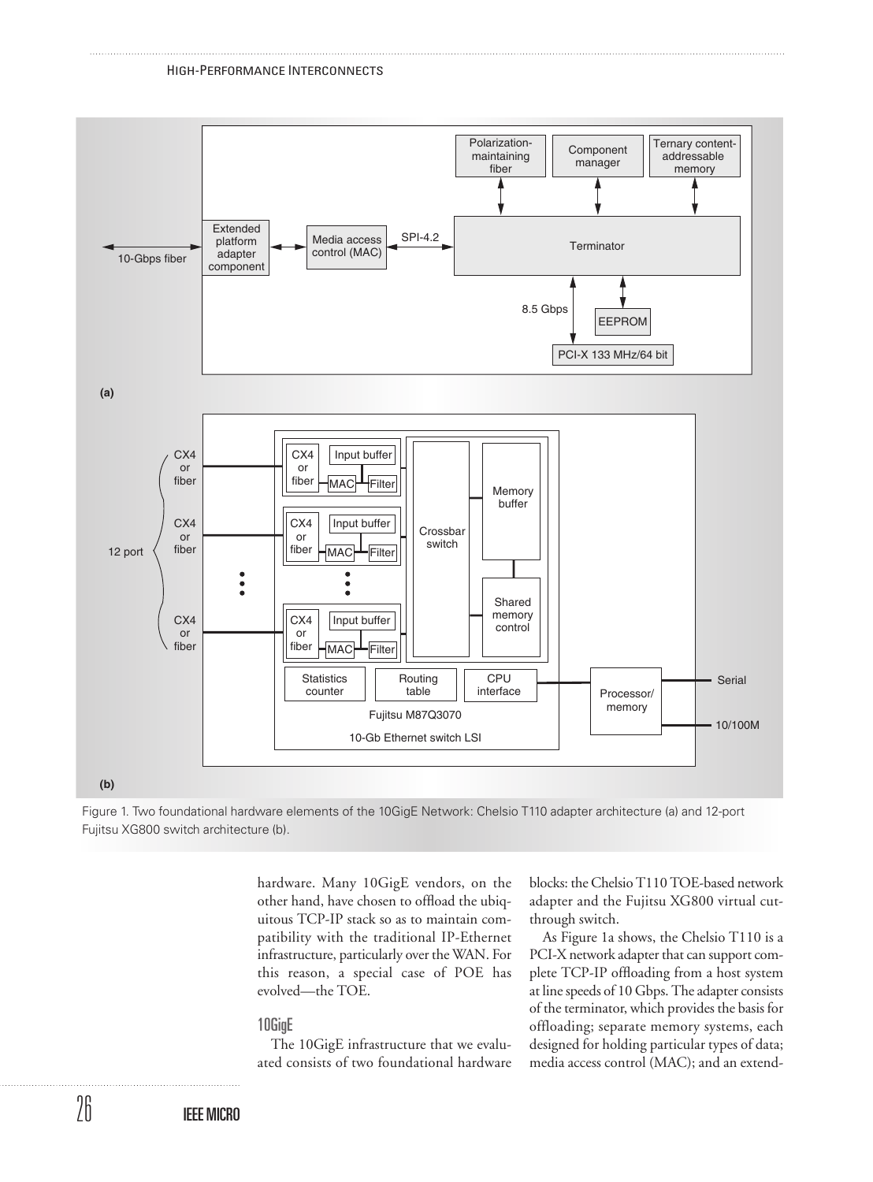Figure 1. Two foundational hardware elements of the 10GigE Network: Chelsio T110 adapter architecture (a) and 12-port Fujitsu XG800 switch architecture (b).

hardware. Many 10GigE vendors, on the other hand, have chosen to offload the ubiquitous TCP-IP stack so as to maintain compatibility with the traditional IP-Ethernet infrastructure, particularly over the WAN. For this reason, a special case of POE has evolved—the TOE.

## 10GigE

The 10GigE infrastructure that we evaluated consists of two foundational hardware blocks: the Chelsio T110 TOE-based network adapter and the Fujitsu XG800 virtual cut-through switch.

As Figure 1a shows, the Chelsio T110 is a PCI-X network adapter that can support complete TCP-IP offloading from a host system at line speeds of 10 Gbps. The adapter consists of the terminator, which provides the basis for offloading; separate memory systems, each designed for holding particular types of data; media access control (MAC); and an extend-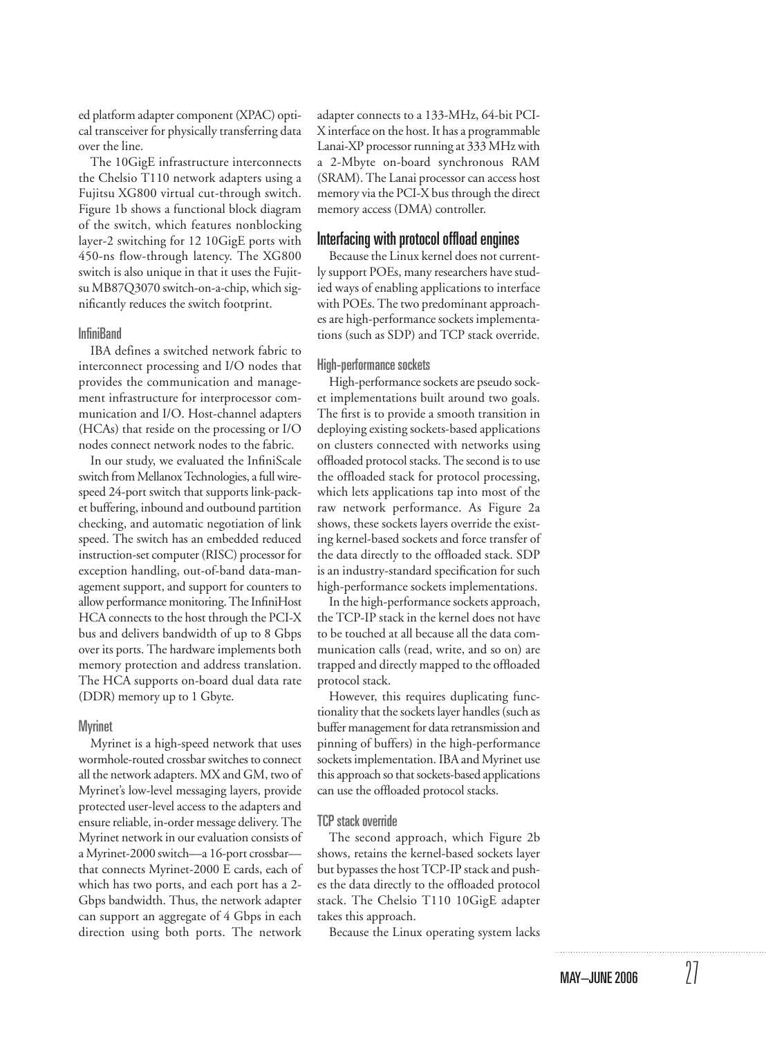ed platform adapter component (XPAC) optical transceiver for physically transferring data over the line.

The 10GigE infrastructure interconnects the Chelsio T110 network adapters using a Fujitsu XG800 virtual cut-through switch. Figure 1b shows a functional block diagram of the switch, which features nonblocking layer-2 switching for 12 10GigE ports with 450-ns flow-through latency. The XG800 switch is also unique in that it uses the Fujitsu MB87Q3070 switch-on-a-chip, which significantly reduces the switch footprint.

### InfiniBand

IBA defines a switched network fabric to interconnect processing and I/O nodes that provides the communication and management infrastructure for interprocessor communication and I/O. Host-channel adapters (HCAs) that reside on the processing or I/O nodes connect network nodes to the fabric.

In our study, we evaluated the InfiniScale switch from Mellanox Technologies, a full wire-speed 24-port switch that supports link-packet buffering, inbound and outbound partition checking, and automatic negotiation of link speed. The switch has an embedded reduced instruction-set computer (RISC) processor for exception handling, out-of-band data-management support, and support for counters to allow performance monitoring. The InfiniHost HCA connects to the host through the PCI-X bus and delivers bandwidth of up to 8 Gbps over its ports. The hardware implements both memory protection and address translation. The HCA supports on-board dual data rate (DDR) memory up to 1 Gbyte.

### Myrinet

Myrinet is a high-speed network that uses wormhole-routed crossbar switches to connect all the network adapters. MX and GM, two of Myrinet's low-level messaging layers, provide protected user-level access to the adapters and ensure reliable, in-order message delivery. The Myrinet network in our evaluation consists of a Myrinet-2000 switch—a 16-port crossbar—that connects Myrinet-2000 E cards, each of which has two ports, and each port has a 2-Gbps bandwidth. Thus, the network adapter can support an aggregate of 4 Gbps in each direction using both ports. The network adapter connects to a 133-MHz, 64-bit PCI-X interface on the host. It has a programmable Lanai-XP processor running at 333 MHz with a 2-Mbyte on-board synchronous RAM (SRAM). The Lanai processor can access host memory via the PCI-X bus through the direct memory access (DMA) controller.

## Interfacing with protocol offload engines

Because the Linux kernel does not currently support POEs, many researchers have studied ways of enabling applications to interface with POEs. The two predominant approaches are high-performance sockets implementations (such as SDP) and TCP stack override.

### High-performance sockets

High-performance sockets are pseudo socket implementations built around two goals. The first is to provide a smooth transition in deploying existing sockets-based applications on clusters connected with networks using offloaded protocol stacks. The second is to use the offloaded stack for protocol processing, which lets applications tap into most of the raw network performance. As Figure 2a shows, these sockets layers override the existing kernel-based sockets and force transfer of the data directly to the offloaded stack. SDP is an industry-standard specification for such high-performance sockets implementations.

In the high-performance sockets approach, the TCP-IP stack in the kernel does not have to be touched at all because all the data communication calls (read, write, and so on) are trapped and directly mapped to the offloaded protocol stack.

However, this requires duplicating functionality that the sockets layer handles (such as buffer management for data retransmission and pinning of buffers) in the high-performance sockets implementation. IBA and Myrinet use this approach so that sockets-based applications can use the offloaded protocol stacks.

### TCP stack override

The second approach, which Figure 2b shows, retains the kernel-based sockets layer but bypasses the host TCP-IP stack and pushes the data directly to the offloaded protocol stack. The Chelsio T110 10GigE adapter takes this approach.

Because the Linux operating system lacks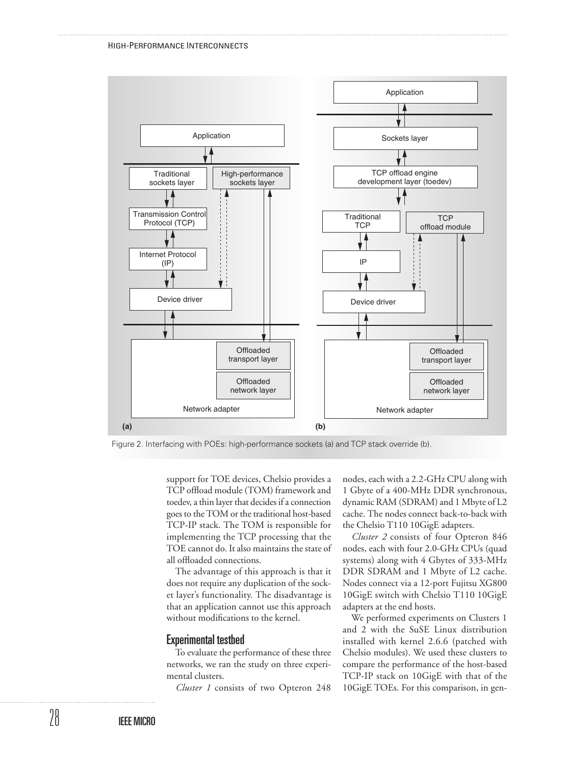Figure 2. Interfacing with POEs: high-performance sockets (a) and TCP stack override (b).

support for TOE devices, Chelsio provides a TCP offload module (TOM) framework and toedev, a thin layer that decides if a connection goes to the TOM or the traditional host-based TCP-IP stack. The TOM is responsible for implementing the TCP processing that the TOE cannot do. It also maintains the state of all offloaded connections.

The advantage of this approach is that it does not require any duplication of the socket layer's functionality. The disadvantage is that an application cannot use this approach without modifications to the kernel.

## Experimental testbed

To evaluate the performance of these three networks, we ran the study on three experimental clusters.

*Cluster 1* consists of two Opteron 248 nodes, each with a 2.2-GHz CPU along with 1 Gbyte of a 400-MHz DDR synchronous, dynamic RAM (SDRAM) and 1 Mbyte of L2 cache. The nodes connect back-to-back with the Chelsio T110 10GigE adapters.

*Cluster 2* consists of four Opteron 846 nodes, each with four 2.0-GHz CPUs (quad systems) along with 4 Gbytes of 333-MHz DDR SDRAM and 1 Mbyte of L2 cache. Nodes connect via a 12-port Fujitsu XG800 10GigE switch with Chelsio T110 10GigE adapters at the end hosts.

We performed experiments on Clusters 1 and 2 with the SuSE Linux distribution installed with kernel 2.6.6 (patched with Chelsio modules). We used these clusters to compare the performance of the host-based TCP-IP stack on 10GigE with that of the 10GigE TOEs. For this comparison, in gen-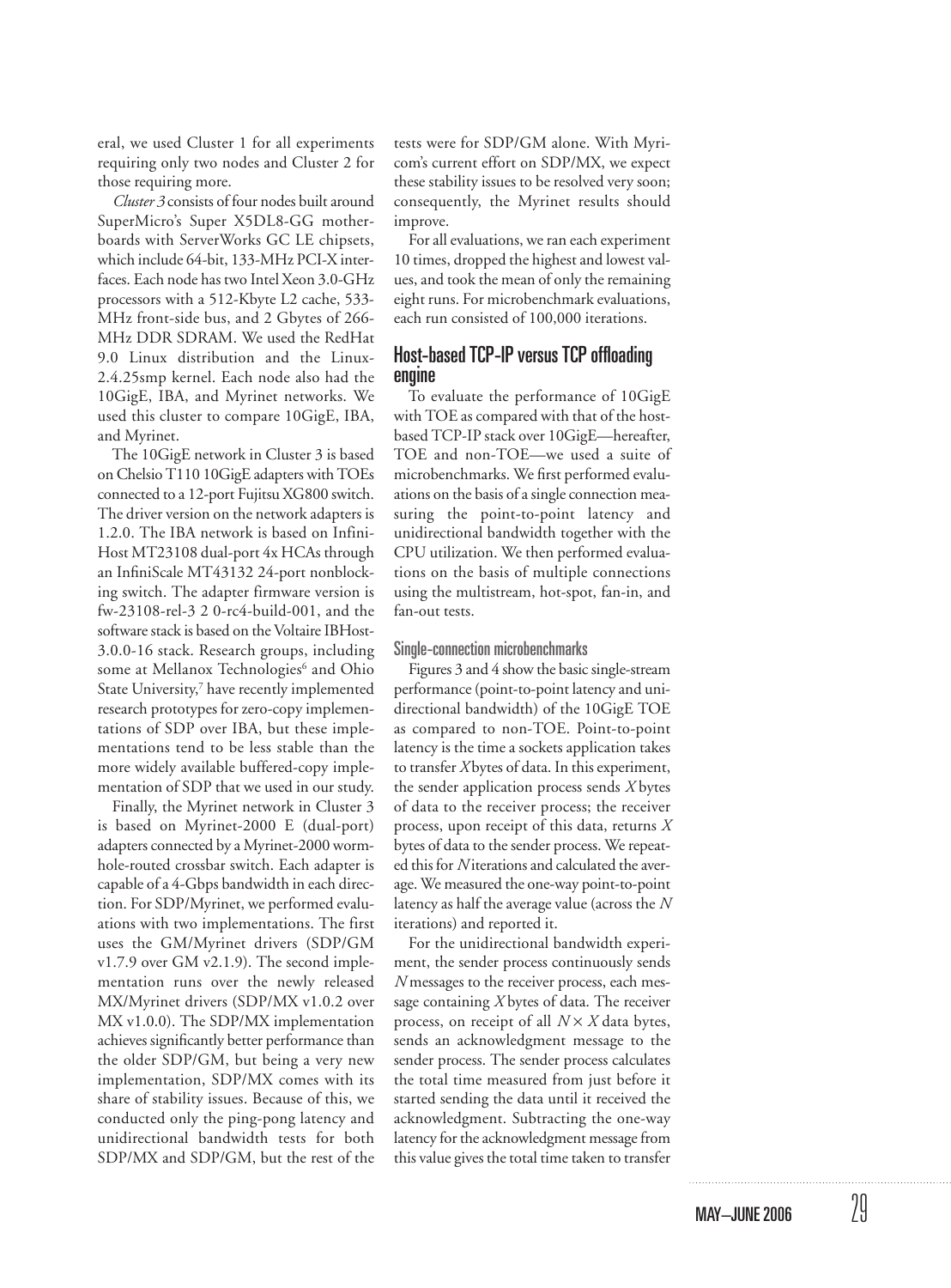eral, we used Cluster 1 for all experiments requiring only two nodes and Cluster 2 for those requiring more.

*Cluster 3* consists of four nodes built around SuperMicro's Super X5DL8-GG motherboards with ServerWorks GC LE chipsets, which include 64-bit, 133-MHz PCI-X interfaces. Each node has two Intel Xeon 3.0-GHz processors with a 512-Kbyte L2 cache, 533-MHz front-side bus, and 2 Gbytes of 266-MHz DDR SDRAM. We used the RedHat 9.0 Linux distribution and the Linux-2.4.25smp kernel. Each node also had the 10GigE, IBA, and Myrinet networks. We used this cluster to compare 10GigE, IBA, and Myrinet.

The 10GigE network in Cluster 3 is based on Chelsio T110 10GigE adapters with TOEs connected to a 12-port Fujitsu XG800 switch. The driver version on the network adapters is 1.2.0. The IBA network is based on InfiniHost MT23108 dual-port 4x HCAs through an InfiniScale MT43132 24-port nonblocking switch. The adapter firmware version is fw-23108-rel-3 2 0-rc4-build-001, and the software stack is based on the Voltaire IBHost-3.0.0-16 stack. Research groups, including some at Mellanox Technologies[6] and Ohio State University,[7] have recently implemented research prototypes for zero-copy implementations of SDP over IBA, but these implementations tend to be less stable than the more widely available buffered-copy implementation of SDP that we used in our study.

Finally, the Myrinet network in Cluster 3 is based on Myrinet-2000 E (dual-port) adapters connected by a Myrinet-2000 wormhole-routed crossbar switch. Each adapter is capable of a 4-Gbps bandwidth in each direction. For SDP/Myrinet, we performed evaluations with two implementations. The first uses the GM/Myrinet drivers (SDP/GM v1.7.9 over GM v2.1.9). The second implementation runs over the newly released MX/Myrinet drivers (SDP/MX v1.0.2 over MX v1.0.0). The SDP/MX implementation achieves significantly better performance than the older SDP/GM, but being a very new implementation, SDP/MX comes with its share of stability issues. Because of this, we conducted only the ping-pong latency and unidirectional bandwidth tests for both SDP/MX and SDP/GM, but the rest of the tests were for SDP/GM alone. With Myricom's current effort on SDP/MX, we expect these stability issues to be resolved very soon; consequently, the Myrinet results should improve.

For all evaluations, we ran each experiment 10 times, dropped the highest and lowest values, and took the mean of only the remaining eight runs. For microbenchmark evaluations, each run consisted of 100,000 iterations.

## Host-based TCP-IP versus TCP offloading engine

To evaluate the performance of 10GigE with TOE as compared with that of the host-based TCP-IP stack over 10GigE—hereafter, TOE and non-TOE—we used a suite of microbenchmarks. We first performed evaluations on the basis of a single connection measuring the point-to-point latency and unidirectional bandwidth together with the CPU utilization. We then performed evaluations on the basis of multiple connections using the multistream, hot-spot, fan-in, and fan-out tests.

### Single-connection microbenchmarks

Figures 3 and 4 show the basic single-stream performance (point-to-point latency and unidirectional bandwidth) of the 10GigE TOE as compared to non-TOE. Point-to-point latency is the time a sockets application takes to transfer $X$ bytes of data. In this experiment, the sender application process sends $X$ bytes of data to the receiver process; the receiver process, upon receipt of this data, returns $X$ bytes of data to the sender process. We repeated this for $N$ iterations and calculated the average. We measured the one-way point-to-point latency as half the average value (across the $N$ iterations) and reported it.

For the unidirectional bandwidth experiment, the sender process continuously sends $N$ messages to the receiver process, each message containing $X$ bytes of data. The receiver process, on receipt of all $N \times X$ data bytes, sends an acknowledgment message to the sender process. The sender process calculates the total time measured from just before it started sending the data until it received the acknowledgment. Subtracting the one-way latency for the acknowledgment message from this value gives the total time taken to transfer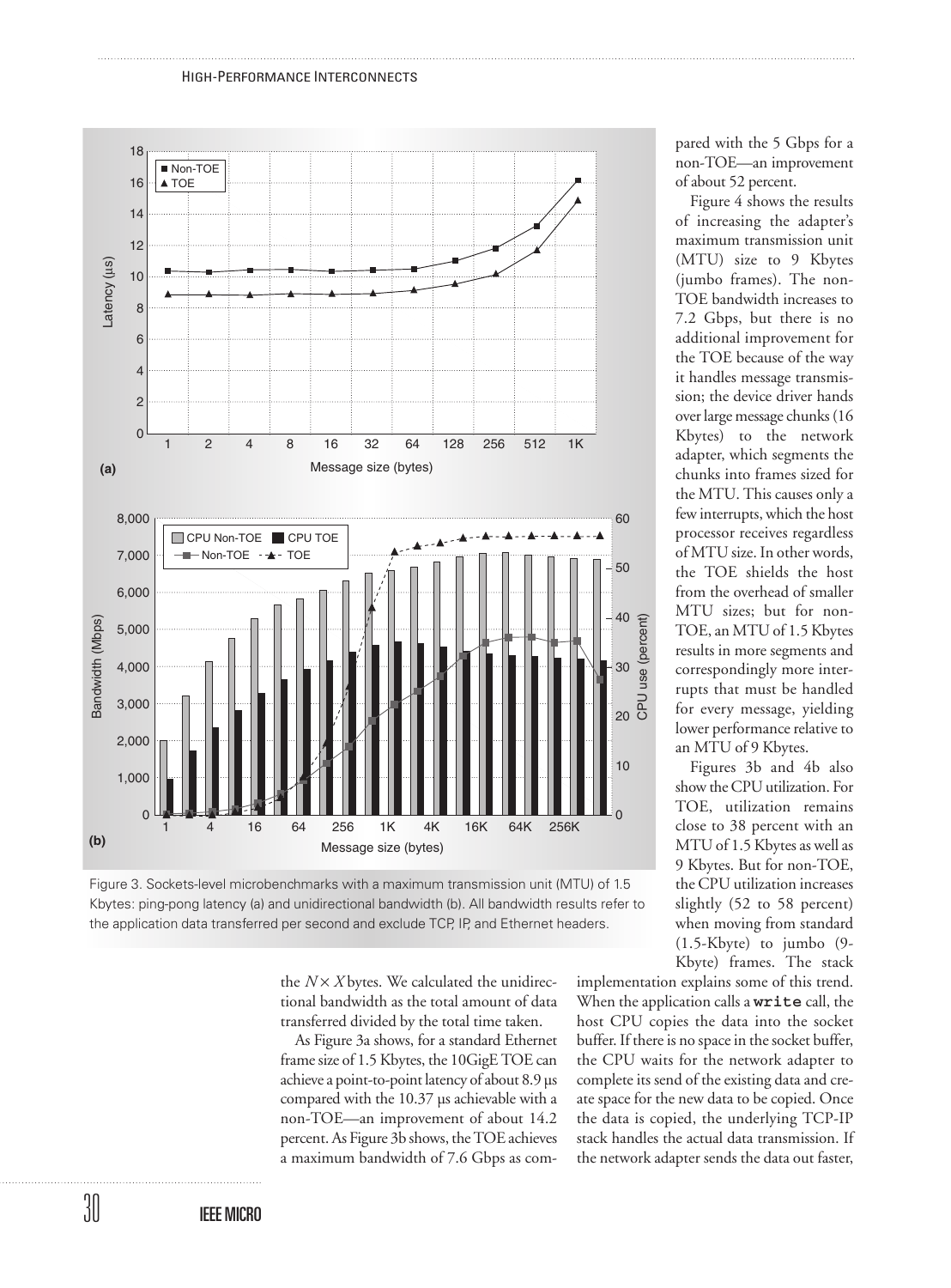Figure 3. Sockets-level microbenchmarks with a maximum transmission unit (MTU) of 1.5 Kbytes: ping-pong latency (a) and unidirectional bandwidth (b). All bandwidth results refer to the application data transferred per second and exclude TCP, IP, and Ethernet headers.

the $N \times X$ bytes. We calculated the unidirectional bandwidth as the total amount of data transferred divided by the total time taken.

As Figure 3a shows, for a standard Ethernet frame size of 1.5 Kbytes, the 10GigE TOE can achieve a point-to-point latency of about 8.9 µs compared with the 10.37 µs achievable with a non-TOE—an improvement of about 14.2 percent. As Figure 3b shows, the TOE achieves a maximum bandwidth of 7.6 Gbps as compared with the 5 Gbps for a non-TOE—an improvement of about 52 percent.

Figure 4 shows the results of increasing the adapter's maximum transmission unit (MTU) size to 9 Kbytes (jumbo frames). The non-TOE bandwidth increases to 7.2 Gbps, but there is no additional improvement for the TOE because of the way it handles message transmission; the device driver hands over large message chunks (16 Kbytes) to the network adapter, which segments the chunks into frames sized for the MTU. This causes only a few interrupts, which the host processor receives regardless of MTU size. In other words, the TOE shields the host from the overhead of smaller MTU sizes; but for non-TOE, an MTU of 1.5 Kbytes results in more segments and correspondingly more interrupts that must be handled for every message, yielding lower performance relative to an MTU of 9 Kbytes.

Figures 3b and 4b also show the CPU utilization. For TOE, utilization remains close to 38 percent with an MTU of 1.5 Kbytes as well as 9 Kbytes. But for non-TOE, the CPU utilization increases slightly (52 to 58 percent) when moving from standard (1.5-Kbyte) to jumbo (9-Kbyte) frames. The stack implementation explains some of this trend. When the application calls a **`write`** call, the host CPU copies the data into the socket buffer. If there is no space in the socket buffer, the CPU waits for the network adapter to complete its send of the existing data and create space for the new data to be copied. Once the data is copied, the underlying TCP-IP stack handles the actual data transmission. If the network adapter sends the data out faster,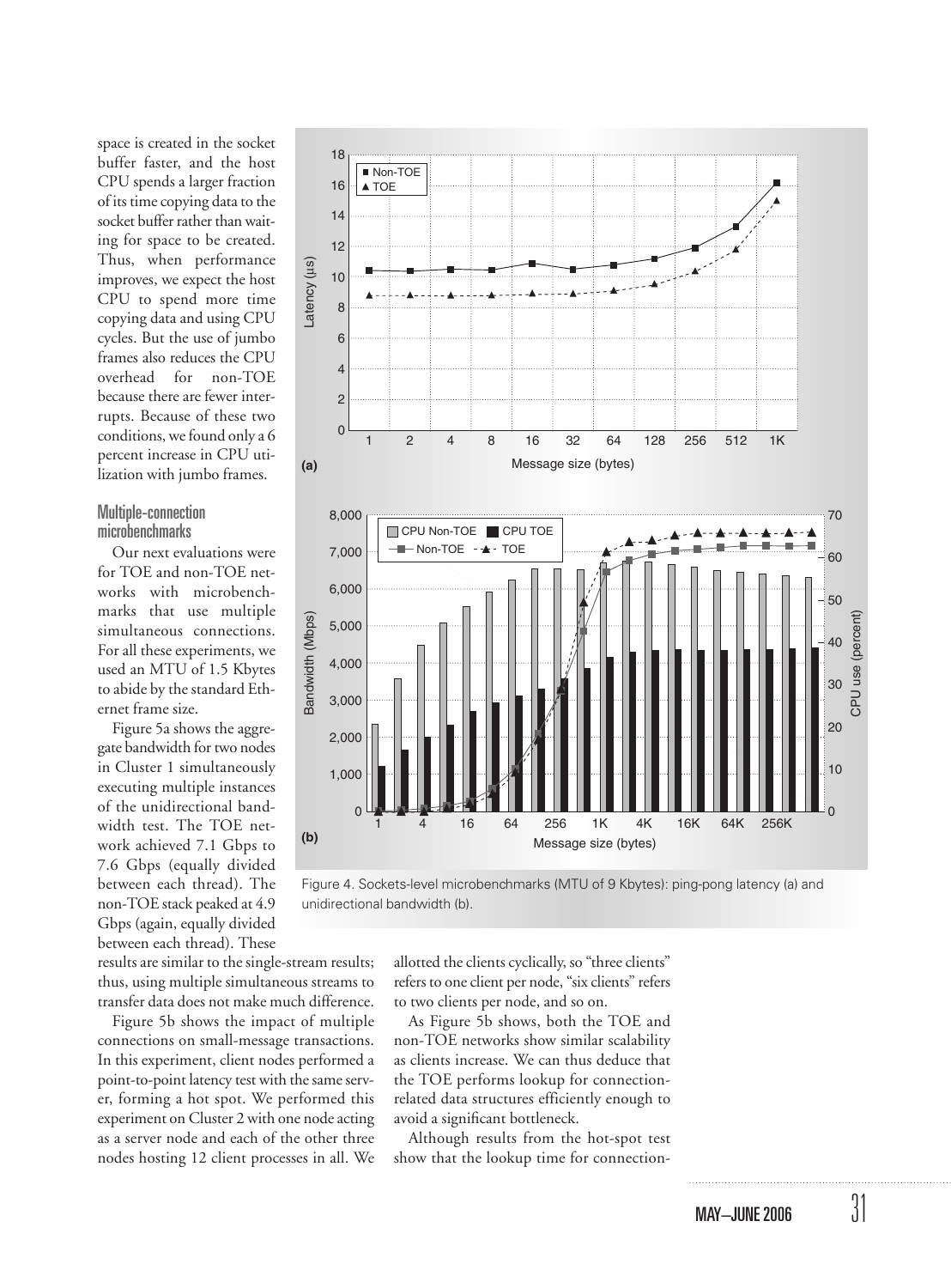space is created in the socket buffer faster, and the host CPU spends a larger fraction of its time copying data to the socket buffer rather than waiting for space to be created. Thus, when performance improves, we expect the host CPU to spend more time copying data and using CPU cycles. But the use of jumbo frames also reduces the CPU overhead for non-TOE because there are fewer interrupts. Because of these two conditions, we found only a 6 percent increase in CPU utilization with jumbo frames.

### Multiple-connection microbenchmarks

Our next evaluations were for TOE and non-TOE networks with microbenchmarks that use multiple simultaneous connections. For all these experiments, we used an MTU of 1.5 Kbytes to abide by the standard Ethernet frame size.

Figure 5a shows the aggregate bandwidth for two nodes in Cluster 1 simultaneously executing multiple instances of the unidirectional bandwidth test. The TOE network achieved 7.1 Gbps to 7.6 Gbps (equally divided between each thread). The non-TOE stack peaked at 4.9 Gbps (again, equally divided between each thread). These results are similar to the single-stream results; thus, using multiple simultaneous streams to transfer data does not make much difference.

Figure 5b shows the impact of multiple connections on small-message transactions. In this experiment, client nodes performed a point-to-point latency test with the same server, forming a hot spot. We performed this experiment on Cluster 2 with one node acting as a server node and each of the other three nodes hosting 12 client processes in all. We allotted the clients cyclically, so "three clients" refers to one client per node, "six clients" refers to two clients per node, and so on.

As Figure 5b shows, both the TOE and non-TOE networks show similar scalability as clients increase. We can thus deduce that the TOE performs lookup for connection-related data structures efficiently enough to avoid a significant bottleneck.

Although results from the hot-spot test show that the lookup time for connection-

Figure 4. Sockets-level microbenchmarks (MTU of 9 Kbytes): ping-pong latency (a) and unidirectional bandwidth (b).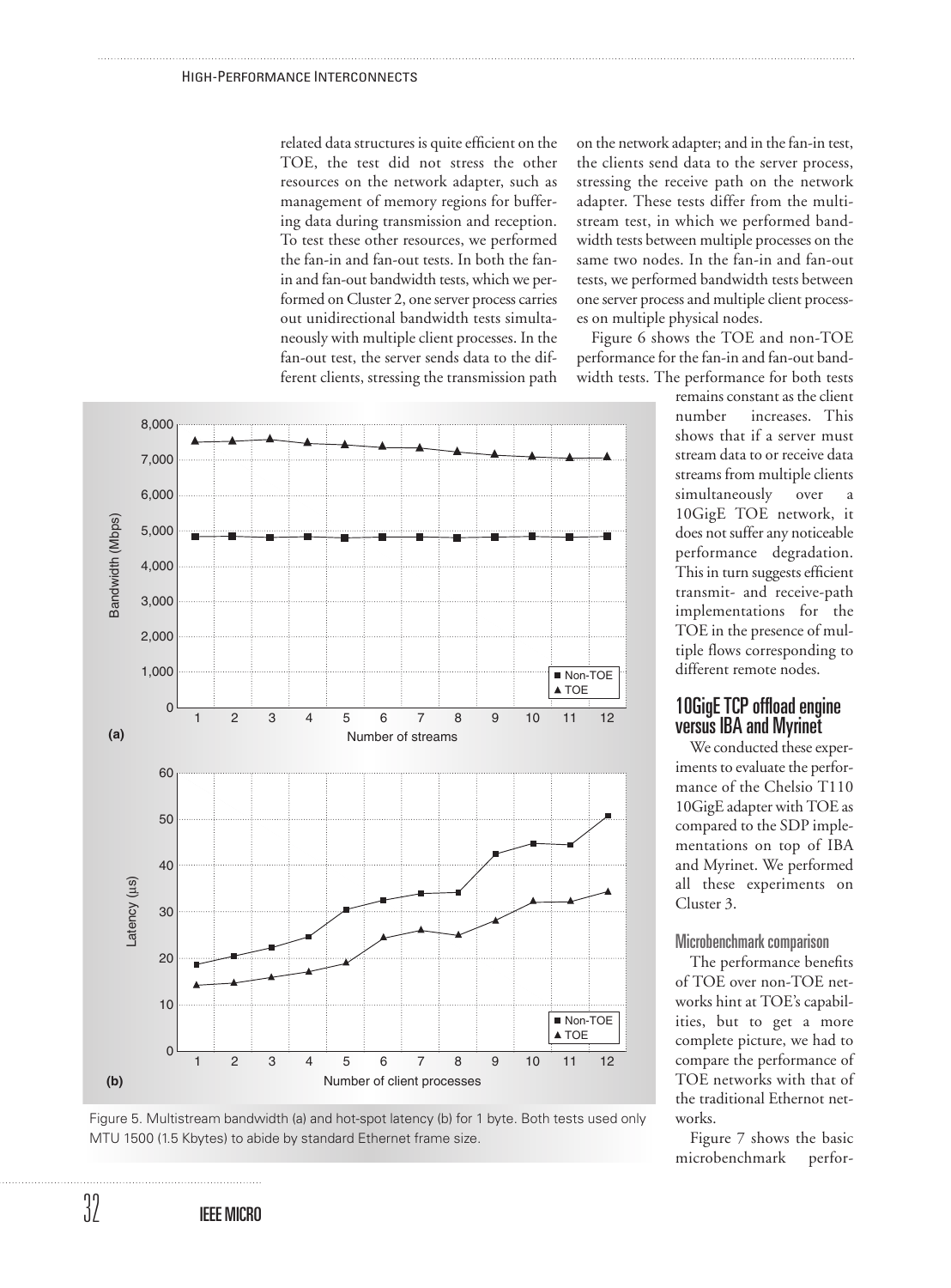related data structures is quite efficient on the TOE, the test did not stress the other resources on the network adapter, such as management of memory regions for buffering data during transmission and reception. To test these other resources, we performed the fan-in and fan-out tests. In both the fan-in and fan-out bandwidth tests, which we performed on Cluster 2, one server process carries out unidirectional bandwidth tests simultaneously with multiple client processes. In the fan-out test, the server sends data to the different clients, stressing the transmission path on the network adapter; and in the fan-in test, the clients send data to the server process, stressing the receive path on the network adapter. These tests differ from the multistream test, in which we performed bandwidth tests between multiple processes on the same two nodes. In the fan-in and fan-out tests, we performed bandwidth tests between one server process and multiple client processes on multiple physical nodes.

Figure 6 shows the TOE and non-TOE performance for the fan-in and fan-out bandwidth tests. The performance for both tests remains constant as the client number increases. This shows that if a server must stream data to or receive data streams from multiple clients simultaneously over a 10GigE TOE network, it does not suffer any noticeable performance degradation. This in turn suggests efficient transmit- and receive-path implementations for the TOE in the presence of multiple flows corresponding to different remote nodes.

Figure 5. Multistream bandwidth (a) and hot-spot latency (b) for 1 byte. Both tests used only MTU 1500 (1.5 Kbytes) to abide by standard Ethernet frame size.

## 10GigE TCP offload engine versus IBA and Myrinet

We conducted these experiments to evaluate the performance of the Chelsio T110 10GigE adapter with TOE as compared to the SDP implementations on top of IBA and Myrinet. We performed all these experiments on Cluster 3.

### Microbenchmark comparison

The performance benefits of TOE over non-TOE networks hint at TOE's capabilities, but to get a more complete picture, we had to compare the performance of TOE networks with that of the traditional Ethernot networks.

Figure 7 shows the basic microbenchmark perfor-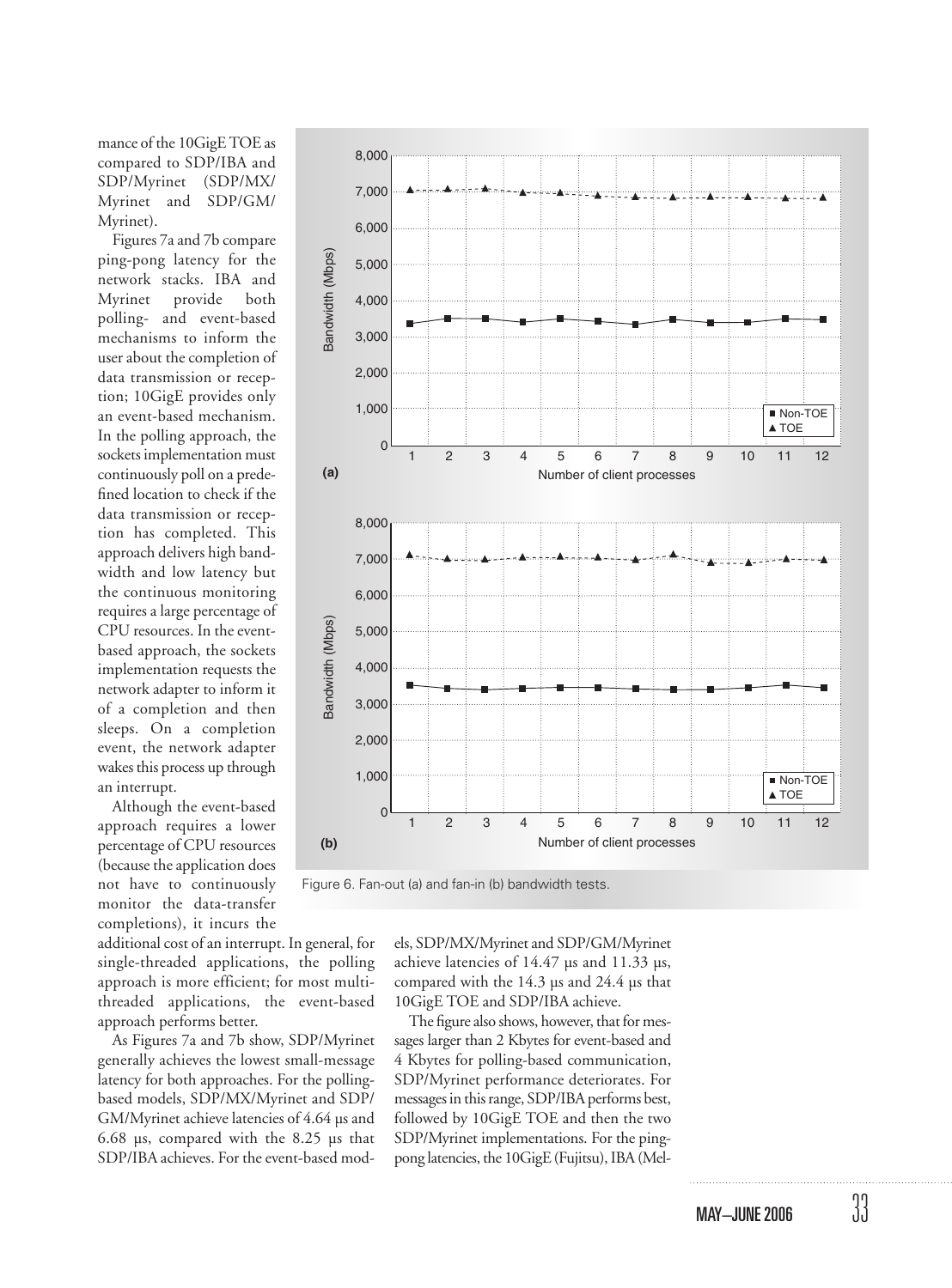mance of the 10GigE TOE as compared to SDP/IBA and SDP/Myrinet (SDP/MX/Myrinet and SDP/GM/Myrinet).

Figures 7a and 7b compare ping-pong latency for the network stacks. IBA and Myrinet provide both polling- and event-based mechanisms to inform the user about the completion of data transmission or reception; 10GigE provides only an event-based mechanism. In the polling approach, the sockets implementation must continuously poll on a predefined location to check if the data transmission or reception has completed. This approach delivers high bandwidth and low latency but the continuous monitoring requires a large percentage of CPU resources. In the event-based approach, the sockets implementation requests the network adapter to inform it of a completion and then sleeps. On a completion event, the network adapter wakes this process up through an interrupt.

Although the event-based approach requires a lower percentage of CPU resources (because the application does not have to continuously monitor the data-transfer completions), it incurs the additional cost of an interrupt. In general, for single-threaded applications, the polling approach is more efficient; for most multithreaded applications, the event-based approach performs better.

As Figures 7a and 7b show, SDP/Myrinet generally achieves the lowest small-message latency for both approaches. For the polling-based models, SDP/MX/Myrinet and SDP/GM/Myrinet achieve latencies of 4.64 µs and 6.68 µs, compared with the 8.25 µs that SDP/IBA achieves. For the event-based models, SDP/MX/Myrinet and SDP/GM/Myrinet achieve latencies of 14.47 µs and 11.33 µs, compared with the 14.3 µs and 24.4 µs that 10GigE TOE and SDP/IBA achieve.

The figure also shows, however, that for messages larger than 2 Kbytes for event-based and 4 Kbytes for polling-based communication, SDP/Myrinet performance deteriorates. For messages in this range, SDP/IBA performs best, followed by 10GigE TOE and then the two SDP/Myrinet implementations. For the ping-pong latencies, the 10GigE (Fujitsu), IBA (Mel-

Figure 6. Fan-out (a) and fan-in (b) bandwidth tests.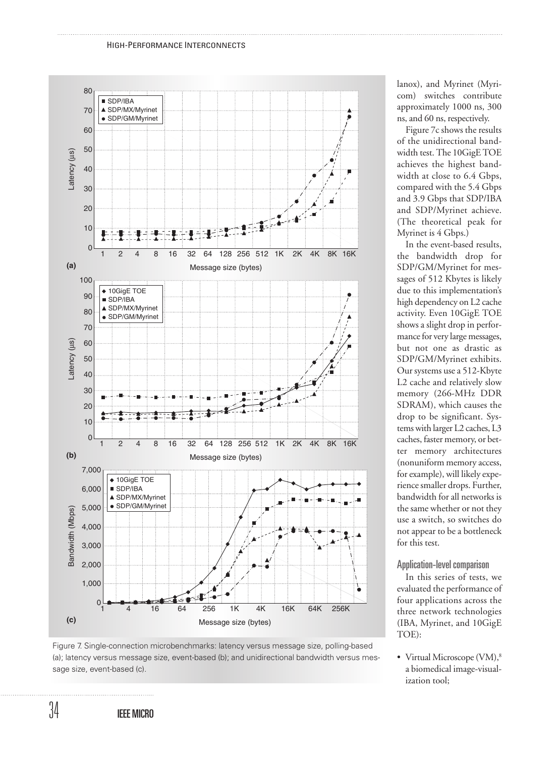Figure 7. Single-connection microbenchmarks: latency versus message size, polling-based (a); latency versus message size, event-based (b); and unidirectional bandwidth versus message size, event-based (c).

lanox), and Myrinet (Myricom) switches contribute approximately 1000 ns, 300 ns, and 60 ns, respectively.

Figure 7c shows the results of the unidirectional bandwidth test. The 10GigE TOE achieves the highest bandwidth at close to 6.4 Gbps, compared with the 5.4 Gbps and 3.9 Gbps that SDP/IBA and SDP/Myrinet achieve. (The theoretical peak for Myrinet is 4 Gbps.)

In the event-based results, the bandwidth drop for SDP/GM/Myrinet for messages of 512 Kbytes is likely due to this implementation's high dependency on L2 cache activity. Even 10GigE TOE shows a slight drop in performance for very large messages, but not one as drastic as SDP/GM/Myrinet exhibits. Our systems use a 512-Kbyte L2 cache and relatively slow memory (266-MHz DDR SDRAM), which causes the drop to be significant. Systems with larger L2 caches, L3 caches, faster memory, or better memory architectures (nonuniform memory access, for example), will likely experience smaller drops. Further, bandwidth for all networks is the same whether or not they use a switch, so switches do not appear to be a bottleneck for this test.

## Application-level comparison

In this series of tests, we evaluated the performance of four applications across the three network technologies (IBA, Myrinet, and 10GigE TOE):

- Virtual Microscope (VM),[8] a biomedical image-visualization tool;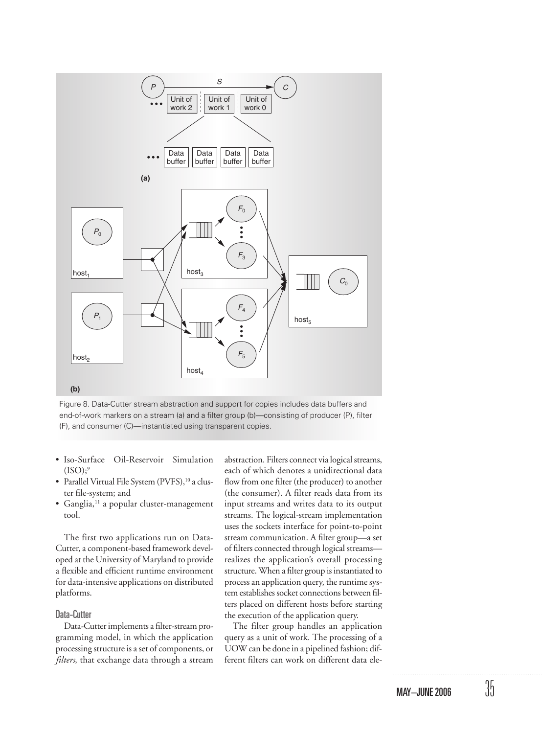Figure 8. Data-Cutter stream abstraction and support for copies includes data buffers and end-of-work markers on a stream (a) and a filter group (b)—consisting of producer (P), filter (F), and consumer (C)—instantiated using transparent copies.

- Iso-Surface Oil-Reservoir Simulation (ISO);[9]
- Parallel Virtual File System (PVFS),[10] a cluster file-system; and
- Ganglia,[11] a popular cluster-management tool.

The first two applications run on Data-Cutter, a component-based framework developed at the University of Maryland to provide a flexible and efficient runtime environment for data-intensive applications on distributed platforms.

### Data-Cutter

Data-Cutter implements a filter-stream programming model, in which the application processing structure is a set of components, or *filters*, that exchange data through a stream abstraction. Filters connect via logical streams, each of which denotes a unidirectional data flow from one filter (the producer) to another (the consumer). A filter reads data from its input streams and writes data to its output streams. The logical-stream implementation uses the sockets interface for point-to-point stream communication. A filter group—a set of filters connected through logical streams—realizes the application's overall processing structure. When a filter group is instantiated to process an application query, the runtime system establishes socket connections between filters placed on different hosts before starting the execution of the application query.

The filter group handles an application query as a unit of work. The processing of a UOW can be done in a pipelined fashion; different filters can work on different data ele-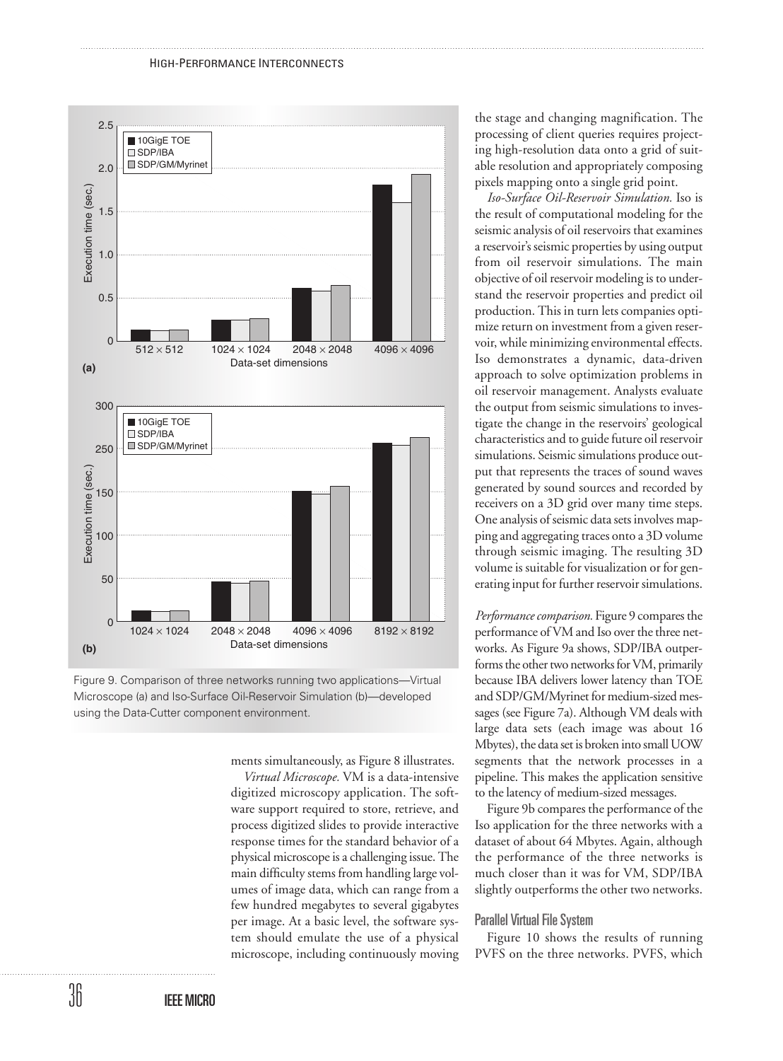Figure 9. Comparison of three networks running two applications—Virtual Microscope (a) and Iso-Surface Oil-Reservoir Simulation (b)—developed using the Data-Cutter component environment.

ments simultaneously, as Figure 8 illustrates.

*Virtual Microscope.* VM is a data-intensive digitized microscopy application. The software support required to store, retrieve, and process digitized slides to provide interactive response times for the standard behavior of a physical microscope is a challenging issue. The main difficulty stems from handling large volumes of image data, which can range from a few hundred megabytes to several gigabytes per image. At a basic level, the software system should emulate the use of a physical microscope, including continuously moving the stage and changing magnification. The processing of client queries requires projecting high-resolution data onto a grid of suitable resolution and appropriately composing pixels mapping onto a single grid point.

*Iso-Surface Oil-Reservoir Simulation.* Iso is the result of computational modeling for the seismic analysis of oil reservoirs that examines a reservoir's seismic properties by using output from oil reservoir simulations. The main objective of oil reservoir modeling is to understand the reservoir properties and predict oil production. This in turn lets companies optimize return on investment from a given reservoir, while minimizing environmental effects. Iso demonstrates a dynamic, data-driven approach to solve optimization problems in oil reservoir management. Analysts evaluate the output from seismic simulations to investigate the change in the reservoirs' geological characteristics and to guide future oil reservoir simulations. Seismic simulations produce output that represents the traces of sound waves generated by sound sources and recorded by receivers on a 3D grid over many time steps. One analysis of seismic data sets involves mapping and aggregating traces onto a 3D volume through seismic imaging. The resulting 3D volume is suitable for visualization or for generating input for further reservoir simulations.

*Performance comparison.* Figure 9 compares the performance of VM and Iso over the three networks. As Figure 9a shows, SDP/IBA outperforms the other two networks for VM, primarily because IBA delivers lower latency than TOE and SDP/GM/Myrinet for medium-sized messages (see Figure 7a). Although VM deals with large data sets (each image was about 16 Mbytes), the data set is broken into small UOW segments that the network processes in a pipeline. This makes the application sensitive to the latency of medium-sized messages.

Figure 9b compares the performance of the Iso application for the three networks with a dataset of about 64 Mbytes. Again, although the performance of the three networks is much closer than it was for VM, SDP/IBA slightly outperforms the other two networks.

### Parallel Virtual File System

Figure 10 shows the results of running PVFS on the three networks. PVFS, which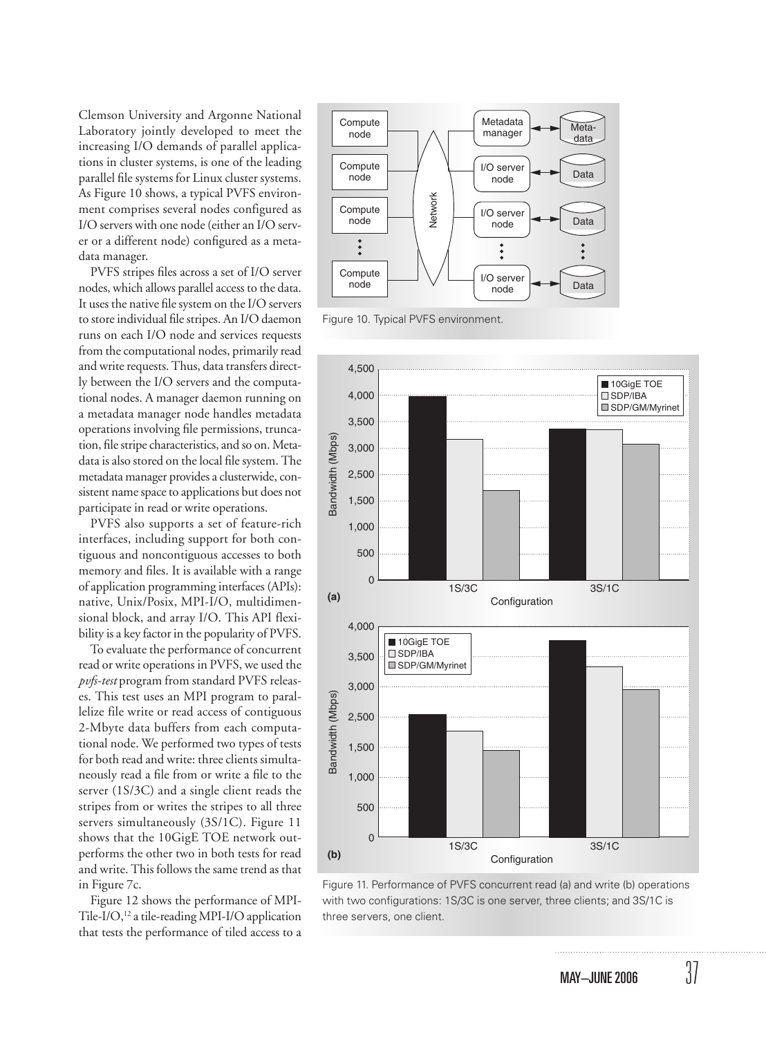Clemson University and Argonne National Laboratory jointly developed to meet the increasing I/O demands of parallel applications in cluster systems, is one of the leading parallel file systems for Linux cluster systems. As Figure 10 shows, a typical PVFS environment comprises several nodes configured as I/O servers with one node (either an I/O server or a different node) configured as a metadata manager.

PVFS stripes files across a set of I/O server nodes, which allows parallel access to the data. It uses the native file system on the I/O servers to store individual file stripes. An I/O daemon runs on each I/O node and services requests from the computational nodes, primarily read and write requests. Thus, data transfers directly between the I/O servers and the computational nodes. A manager daemon running on a metadata manager node handles metadata operations involving file permissions, truncation, file stripe characteristics, and so on. Metadata is also stored on the local file system. The metadata manager provides a clusterwide, consistent name space to applications but does not participate in read or write operations.

PVFS also supports a set of feature-rich interfaces, including support for both contiguous and noncontiguous accesses to both memory and files. It is available with a range of application programming interfaces (APIs): native, Unix/Posix, MPI-I/O, multidimensional block, and array I/O. This API flexibility is a key factor in the popularity of PVFS.

To evaluate the performance of concurrent read or write operations in PVFS, we used the *pvfs-test* program from standard PVFS releases. This test uses an MPI program to parallelize file write or read access of contiguous 2-Mbyte data buffers from each computational node. We performed two types of tests for both read and write: three clients simultaneously read a file from or write a file to the server (1S/3C) and a single client reads the stripes from or writes the stripes to all three servers simultaneously (3S/1C). Figure 11 shows that the 10GigE TOE network outperforms the other two in both tests for read and write. This follows the same trend as that in Figure 7c.

Figure 12 shows the performance of MPI-Tile-I/O,[12] a tile-reading MPI-I/O application that tests the performance of tiled access to a

Figure 10. Typical PVFS environment.

Figure 11. Performance of PVFS concurrent read (a) and write (b) operations with two configurations: 1S/3C is one server, three clients; and 3S/1C is three servers, one client.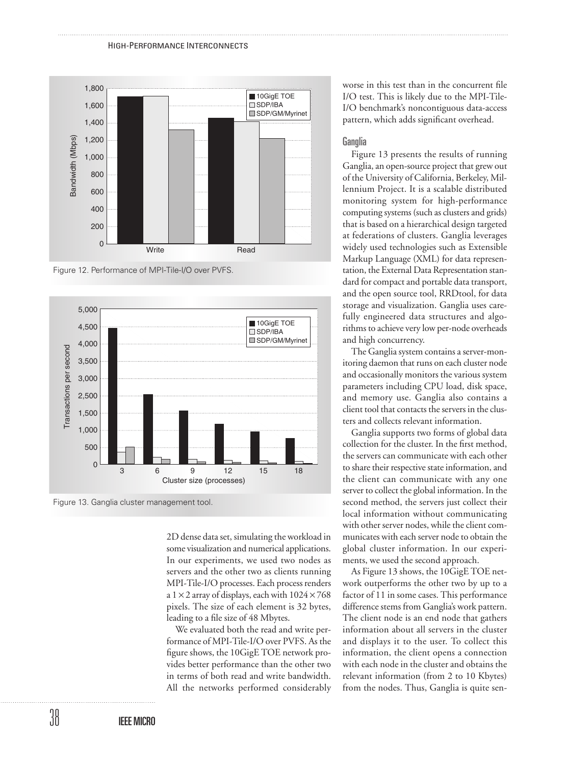Figure 12. Performance of MPI-Tile-I/O over PVFS.

Figure 13. Ganglia cluster management tool.

2D dense data set, simulating the workload in some visualization and numerical applications. In our experiments, we used two nodes as servers and the other two as clients running MPI-Tile-I/O processes. Each process renders a $1 \times 2$ array of displays, each with $1024 \times 768$ pixels. The size of each element is 32 bytes, leading to a file size of 48 Mbytes.

We evaluated both the read and write performance of MPI-Tile-I/O over PVFS. As the figure shows, the 10GigE TOE network provides better performance than the other two in terms of both read and write bandwidth. All the networks performed considerably worse in this test than in the concurrent file I/O test. This is likely due to the MPI-Tile-I/O benchmark's noncontiguous data-access pattern, which adds significant overhead.

### Ganglia

Figure 13 presents the results of running Ganglia, an open-source project that grew out of the University of California, Berkeley, Millennium Project. It is a scalable distributed monitoring system for high-performance computing systems (such as clusters and grids) that is based on a hierarchical design targeted at federations of clusters. Ganglia leverages widely used technologies such as Extensible Markup Language (XML) for data representation, the External Data Representation standard for compact and portable data transport, and the open source tool, RRDtool, for data storage and visualization. Ganglia uses carefully engineered data structures and algorithms to achieve very low per-node overheads and high concurrency.

The Ganglia system contains a server-monitoring daemon that runs on each cluster node and occasionally monitors the various system parameters including CPU load, disk space, and memory use. Ganglia also contains a client tool that contacts the servers in the clusters and collects relevant information.

Ganglia supports two forms of global data collection for the cluster. In the first method, the servers can communicate with each other to share their respective state information, and the client can communicate with any one server to collect the global information. In the second method, the servers just collect their local information without communicating with other server nodes, while the client communicates with each server node to obtain the global cluster information. In our experiments, we used the second approach.

As Figure 13 shows, the 10GigE TOE network outperforms the other two by up to a factor of 11 in some cases. This performance difference stems from Ganglia's work pattern. The client node is an end node that gathers information about all servers in the cluster and displays it to the user. To collect this information, the client opens a connection with each node in the cluster and obtains the relevant information (from 2 to 10 Kbytes) from the nodes. Thus, Ganglia is quite sen-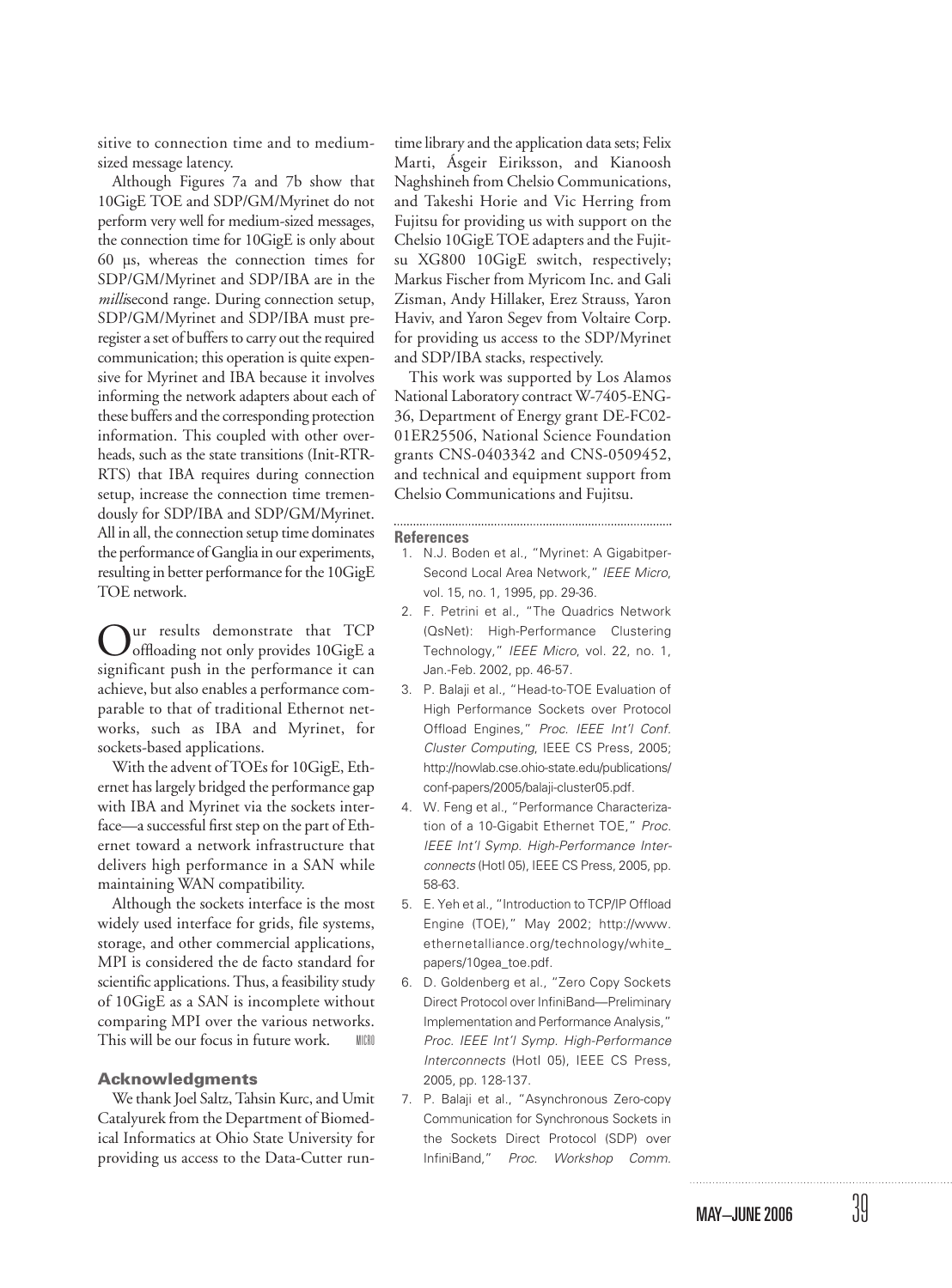sitive to connection time and to medium-sized message latency.

Although Figures 7a and 7b show that 10GigE TOE and SDP/GM/Myrinet do not perform very well for medium-sized messages, the connection time for 10GigE is only about 60 μs, whereas the connection times for SDP/GM/Myrinet and SDP/IBA are in the *milli*second range. During connection setup, SDP/GM/Myrinet and SDP/IBA must preregister a set of buffers to carry out the required communication; this operation is quite expensive for Myrinet and IBA because it involves informing the network adapters about each of these buffers and the corresponding protection information. This coupled with other overheads, such as the state transitions (Init-RTR-RTS) that IBA requires during connection setup, increase the connection time tremendously for SDP/IBA and SDP/GM/Myrinet. All in all, the connection setup time dominates the performance of Ganglia in our experiments, resulting in better performance for the 10GigE TOE network.

Our results demonstrate that TCP offloading not only provides 10GigE a significant push in the performance it can achieve, but also enables a performance comparable to that of traditional Ethernot networks, such as IBA and Myrinet, for sockets-based applications.

With the advent of TOEs for 10GigE, Ethernet has largely bridged the performance gap with IBA and Myrinet via the sockets interface—a successful first step on the part of Ethernet toward a network infrastructure that delivers high performance in a SAN while maintaining WAN compatibility.

Although the sockets interface is the most widely used interface for grids, file systems, storage, and other commercial applications, MPI is considered the de facto standard for scientific applications. Thus, a feasibility study of 10GigE as a SAN is incomplete without comparing MPI over the various networks. This will be our focus in future work.

## Acknowledgments

We thank Joel Saltz, Tahsin Kurc, and Umit Catalyurek from the Department of Biomedical Informatics at Ohio State University for providing us access to the Data-Cutter runtime library and the application data sets; Felix Marti, Ásgeir Eiriksson, and Kianoosh Naghshineh from Chelsio Communications, and Takeshi Horie and Vic Herring from Fujitsu for providing us with support on the Chelsio 10GigE TOE adapters and the Fujitsu XG800 10GigE switch, respectively; Markus Fischer from Myricom Inc. and Gali Zisman, Andy Hillaker, Erez Strauss, Yaron Haviv, and Yaron Segev from Voltaire Corp. for providing us access to the SDP/Myrinet and SDP/IBA stacks, respectively.

This work was supported by Los Alamos National Laboratory contract W-7405-ENG-36, Department of Energy grant DE-FC02-01ER25506, National Science Foundation grants CNS-0403342 and CNS-0509452, and technical and equipment support from Chelsio Communications and Fujitsu.

## References

1. N.J. Boden et al., "Myrinet: A Gigabitper-Second Local Area Network," *IEEE Micro*, vol. 15, no. 1, 1995, pp. 29-36.
2. F. Petrini et al., "The Quadrics Network (QsNet): High-Performance Clustering Technology," *IEEE Micro*, vol. 22, no. 1, Jan.-Feb. 2002, pp. 46-57.
3. P. Balaji et al., "Head-to-TOE Evaluation of High Performance Sockets over Protocol Offload Engines," *Proc. IEEE Int'l Conf. Cluster Computing*, IEEE CS Press, 2005; http://nowlab.cse.ohio-state.edu/publications/conf-papers/2005/balaji-cluster05.pdf.
4. W. Feng et al., "Performance Characterization of a 10-Gigabit Ethernet TOE," *Proc. IEEE Int'l Symp. High-Performance Interconnects* (HotI 05), IEEE CS Press, 2005, pp. 58-63.
5. E. Yeh et al., "Introduction to TCP/IP Offload Engine (TOE)," May 2002; http://www.ethernetalliance.org/technology/white_papers/10gea_toe.pdf.
6. D. Goldenberg et al., "Zero Copy Sockets Direct Protocol over InfiniBand—Preliminary Implementation and Performance Analysis," *Proc. IEEE Int'l Symp. High-Performance Interconnects* (HotI 05), IEEE CS Press, 2005, pp. 128-137.
7. P. Balaji et al., "Asynchronous Zero-copy Communication for Synchronous Sockets in the Sockets Direct Protocol (SDP) over InfiniBand," *Proc. Workshop Comm.*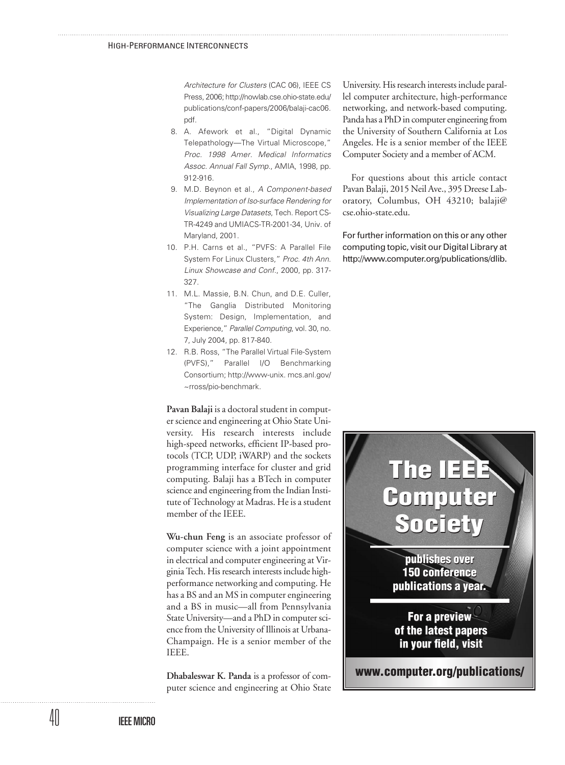*Architecture for Clusters* (CAC 06), IEEE CS Press, 2006; http://nowlab.cse.ohio-state.edu/publications/conf-papers/2006/balaji-cac06.pdf.

8. A. Afework et al., "Digital Dynamic Telepathology—The Virtual Microscope," *Proc. 1998 Amer. Medical Informatics Assoc. Annual Fall Symp.*, AMIA, 1998, pp. 912-916.
9. M.D. Beynon et al., *A Component-based Implementation of Iso-surface Rendering for Visualizing Large Datasets*, Tech. Report CS-TR-4249 and UMIACS-TR-2001-34, Univ. of Maryland, 2001.
10. P.H. Carns et al., "PVFS: A Parallel File System For Linux Clusters," *Proc. 4th Ann. Linux Showcase and Conf.*, 2000, pp. 317-327.
11. M.L. Massie, B.N. Chun, and D.E. Culler, "The Ganglia Distributed Monitoring System: Design, Implementation, and Experience," *Parallel Computing*, vol. 30, no. 7, July 2004, pp. 817-840.
12. R.B. Ross, "The Parallel Virtual File-System (PVFS)," Parallel I/O Benchmarking Consortium; http://www-unix. mcs.anl.gov/~rross/pio-benchmark.

**Pavan Balaji** is a doctoral student in computer science and engineering at Ohio State University. His research interests include high-speed networks, efficient IP-based protocols (TCP, UDP, iWARP) and the sockets programming interface for cluster and grid computing. Balaji has a BTech in computer science and engineering from the Indian Institute of Technology at Madras. He is a student member of the IEEE.

**Wu-chun Feng** is an associate professor of computer science with a joint appointment in electrical and computer engineering at Virginia Tech. His research interests include high-performance networking and computing. He has a BS and an MS in computer engineering and a BS in music—all from Pennsylvania State University—and a PhD in computer science from the University of Illinois at Urbana-Champaign. He is a senior member of the IEEE.

**Dhabaleswar K. Panda** is a professor of computer science and engineering at Ohio State University. His research interests include parallel computer architecture, high-performance networking, and network-based computing. Panda has a PhD in computer engineering from the University of Southern California at Los Angeles. He is a senior member of the IEEE Computer Society and a member of ACM.

For questions about this article contact Pavan Balaji, 2015 Neil Ave., 395 Dreese Laboratory, Columbus, OH 43210; balaji@cse.ohio-state.edu.

For further information on this or any other computing topic, visit our Digital Library at http://www.computer.org/publications/dlib.

**The IEEE Computer Society**

**publishes over 150 conference publications a year.**

**For a preview of the latest papers in your field, visit**

**www.computer.org/publications/**